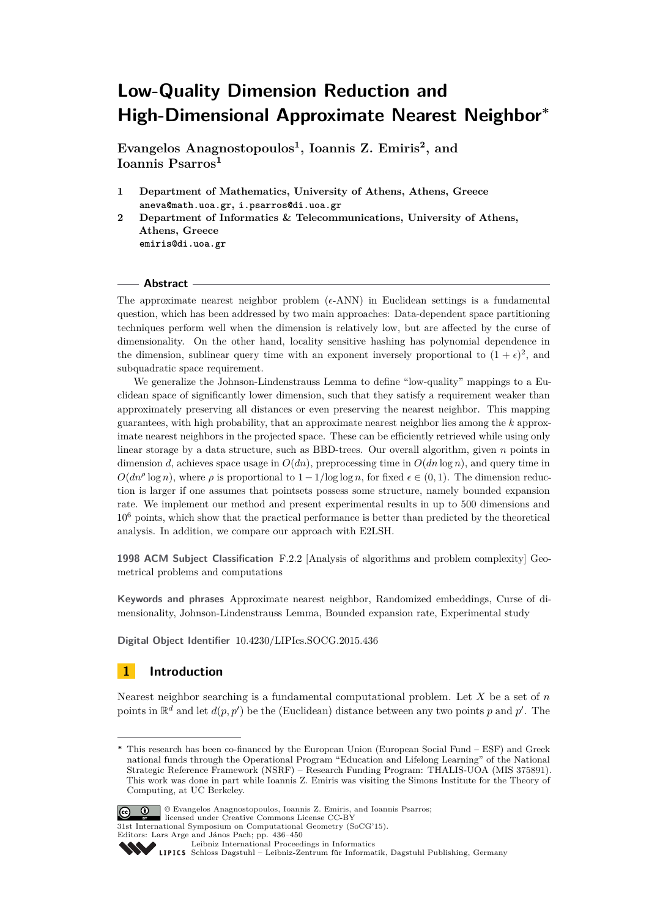# Low-Quality Dimension Reduction and High-Dimensional Approximate Nearest Neighbor*

**Evangelos Anagnostopoulos[1], Ioannis Z. Emiris[2], and Ioannis Psarros[1]**

1 **Department of Mathematics, University of Athens, Athens, Greece**
aneva@math.uoa.gr, i.psarros@di.uoa.gr

2 **Department of Informatics & Telecommunications, University of Athens, Athens, Greece**
emiris@di.uoa.gr

## Abstract

The approximate nearest neighbor problem ($\epsilon$-ANN) in Euclidean settings is a fundamental question, which has been addressed by two main approaches: Data-dependent space partitioning techniques perform well when the dimension is relatively low, but are affected by the curse of dimensionality. On the other hand, locality sensitive hashing has polynomial dependence in the dimension, sublinear query time with an exponent inversely proportional to $(1+\epsilon)^2$, and subquadratic space requirement.

We generalize the Johnson-Lindenstrauss Lemma to define "low-quality" mappings to a Euclidean space of significantly lower dimension, such that they satisfy a requirement weaker than approximately preserving all distances or even preserving the nearest neighbor. This mapping guarantees, with high probability, that an approximate nearest neighbor lies among the $k$ approximate nearest neighbors in the projected space. These can be efficiently retrieved while using only linear storage by a data structure, such as BBD-trees. Our overall algorithm, given $n$ points in dimension $d$, achieves space usage in $O(dn)$, preprocessing time in $O(dn \log n)$, and query time in $O(dn^{\rho} \log n)$, where $\rho$ is proportional to $1 - 1/\log\log n$, for fixed $\epsilon \in (0, 1)$. The dimension reduction is larger if one assumes that pointsets possess some structure, namely bounded expansion rate. We implement our method and present experimental results in up to 500 dimensions and $10^6$ points, which show that the practical performance is better than predicted by the theoretical analysis. In addition, we compare our approach with E2LSH.

**1998 ACM Subject Classification** F.2.2 [Analysis of algorithms and problem complexity] Geometrical problems and computations

**Keywords and phrases** Approximate nearest neighbor, Randomized embeddings, Curse of dimensionality, Johnson-Lindenstrauss Lemma, Bounded expansion rate, Experimental study

**Digital Object Identifier** 10.4230/LIPIcs.SOCG.2015.436

## 1 Introduction

Nearest neighbor searching is a fundamental computational problem. Let $X$ be a set of $n$ points in $\mathbb{R}^d$ and let $d(p, p')$ be the (Euclidean) distance between any two points $p$ and $p'$. The

* This research has been co-financed by the European Union (European Social Fund – ESF) and Greek national funds through the Operational Program "Education and Lifelong Learning" of the National Strategic Reference Framework (NSRF) – Research Funding Program: THALIS-UOA (MIS 375891). This work was done in part while Ioannis Z. Emiris was visiting the Simons Institute for the Theory of Computing, at UC Berkeley.

© Evangelos Anagnostopoulos, Ioannis Z. Emiris, and Ioannis Psarros; licensed under Creative Commons License CC-BY
31st International Symposium on Computational Geometry (SoCG'15).
Editors: Lars Arge and János Pach; pp. 436–450
Leibniz International Proceedings in Informatics
Schloss Dagstuhl – Leibniz-Zentrum für Informatik, Dagstuhl Publishing, Germany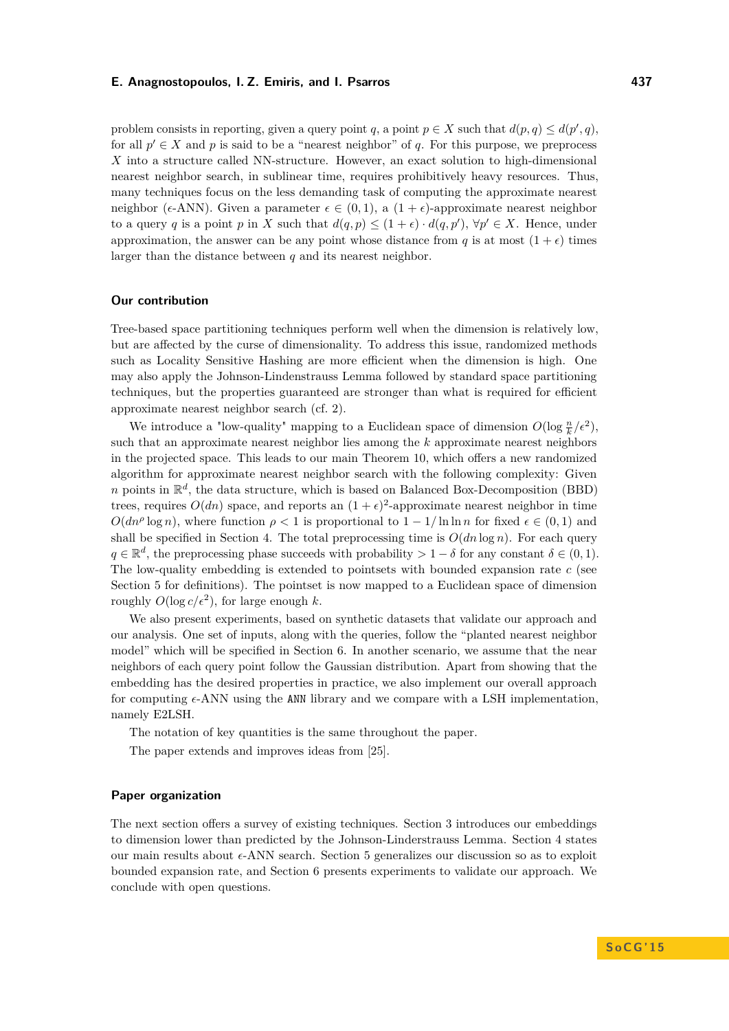problem consists in reporting, given a query point $q$, a point $p \in X$ such that $d(p, q) \leq d(p', q)$, for all $p' \in X$ and $p$ is said to be a "nearest neighbor" of $q$. For this purpose, we preprocess $X$ into a structure called NN-structure. However, an exact solution to high-dimensional nearest neighbor search, in sublinear time, requires prohibitively heavy resources. Thus, many techniques focus on the less demanding task of computing the approximate nearest neighbor ($\epsilon$-ANN). Given a parameter $\epsilon \in (0, 1)$, a $(1 + \epsilon)$-approximate nearest neighbor to a query $q$ is a point $p$ in $X$ such that $d(q, p) \leq (1 + \epsilon) \cdot d(q, p')$, $\forall p' \in X$. Hence, under approximation, the answer can be any point whose distance from $q$ is at most $(1 + \epsilon)$ times larger than the distance between $q$ and its nearest neighbor.

## Our contribution

Tree-based space partitioning techniques perform well when the dimension is relatively low, but are affected by the curse of dimensionality. To address this issue, randomized methods such as Locality Sensitive Hashing are more efficient when the dimension is high. One may also apply the Johnson-Lindenstrauss Lemma followed by standard space partitioning techniques, but the properties guaranteed are stronger than what is required for efficient approximate nearest neighbor search (cf. 2).

We introduce a "low-quality" mapping to a Euclidean space of dimension $O(\log \frac{n}{k}/\epsilon^2)$, such that an approximate nearest neighbor lies among the $k$ approximate nearest neighbors in the projected space. This leads to our main Theorem 10, which offers a new randomized algorithm for approximate nearest neighbor search with the following complexity: Given $n$ points in $\mathbb{R}^d$, the data structure, which is based on Balanced Box-Decomposition (BBD) trees, requires $O(dn)$ space, and reports an $(1 + \epsilon)^2$-approximate nearest neighbor in time $O(dn^\rho \log n)$, where function $\rho < 1$ is proportional to $1 - 1/\ln \ln n$ for fixed $\epsilon \in (0, 1)$ and shall be specified in Section 4. The total preprocessing time is $O(dn \log n)$. For each query $q \in \mathbb{R}^d$, the preprocessing phase succeeds with probability $> 1 - \delta$ for any constant $\delta \in (0, 1)$. The low-quality embedding is extended to pointsets with bounded expansion rate $c$ (see Section 5 for definitions). The pointset is now mapped to a Euclidean space of dimension roughly $O(\log c/\epsilon^2)$, for large enough $k$.

We also present experiments, based on synthetic datasets that validate our approach and our analysis. One set of inputs, along with the queries, follow the "planted nearest neighbor model" which will be specified in Section 6. In another scenario, we assume that the near neighbors of each query point follow the Gaussian distribution. Apart from showing that the embedding has the desired properties in practice, we also implement our overall approach for computing $\epsilon$-ANN using the ANN library and we compare with a LSH implementation, namely E2LSH.

The notation of key quantities is the same throughout the paper.

The paper extends and improves ideas from [25].

## Paper organization

The next section offers a survey of existing techniques. Section 3 introduces our embeddings to dimension lower than predicted by the Johnson-Linderstrauss Lemma. Section 4 states our main results about $\epsilon$-ANN search. Section 5 generalizes our discussion so as to exploit bounded expansion rate, and Section 6 presents experiments to validate our approach. We conclude with open questions.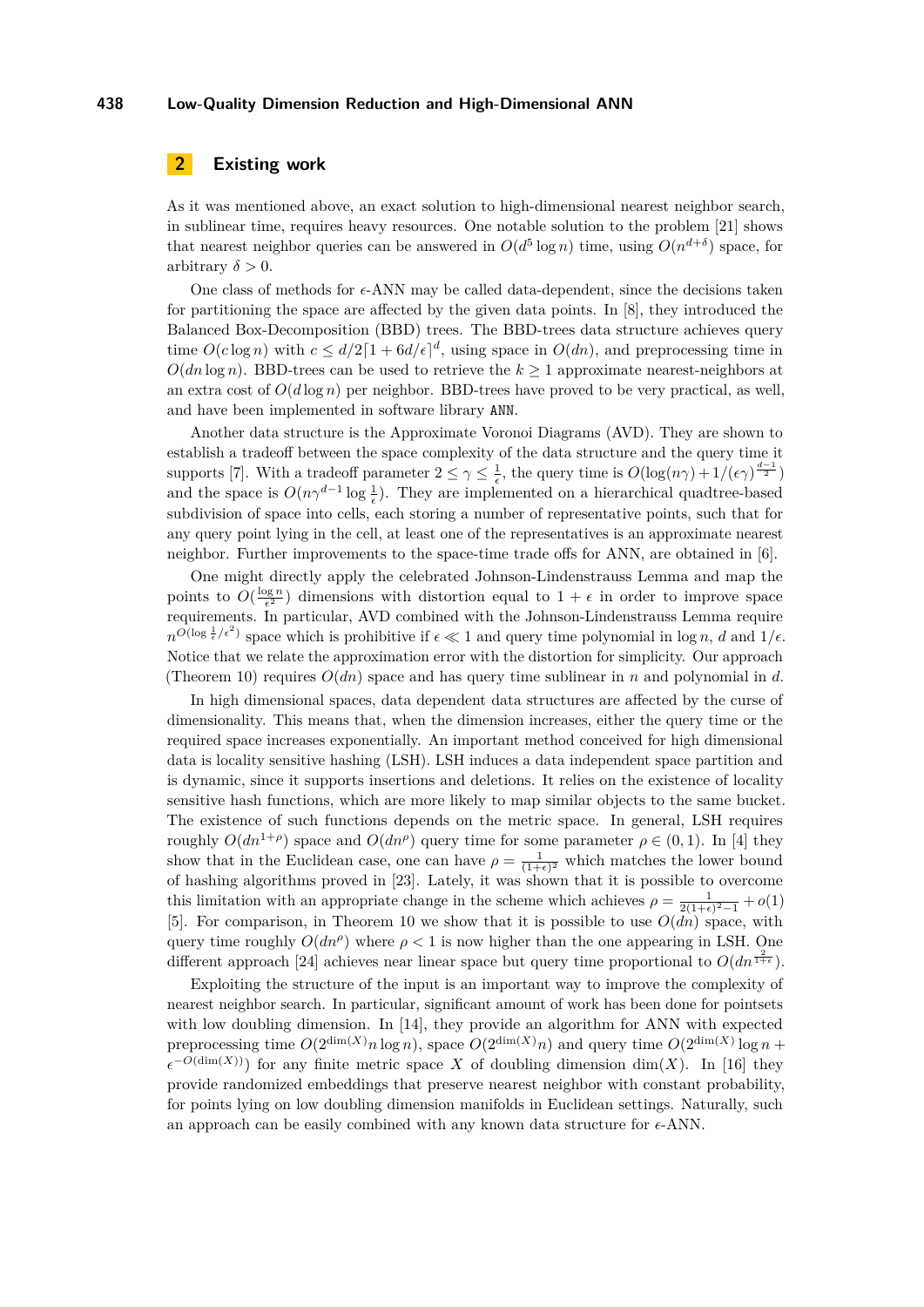## 2 Existing work

As it was mentioned above, an exact solution to high-dimensional nearest neighbor search, in sublinear time, requires heavy resources. One notable solution to the problem [21] shows that nearest neighbor queries can be answered in $O(d^5 \log n)$ time, using $O(n^{d+\delta})$ space, for arbitrary $\delta > 0$.

One class of methods for $\epsilon$-ANN may be called data-dependent, since the decisions taken for partitioning the space are affected by the given data points. In [8], they introduced the Balanced Box-Decomposition (BBD) trees. The BBD-trees data structure achieves query time $O(c \log n)$ with $c \leq d/2\lceil 1 + 6d/\epsilon \rceil^d$, using space in $O(dn)$, and preprocessing time in $O(dn \log n)$. BBD-trees can be used to retrieve the $k \geq 1$ approximate nearest-neighbors at an extra cost of $O(d \log n)$ per neighbor. BBD-trees have proved to be very practical, as well, and have been implemented in software library ANN.

Another data structure is the Approximate Voronoi Diagrams (AVD). They are shown to establish a tradeoff between the space complexity of the data structure and the query time it supports [7]. With a tradeoff parameter $2 \leq \gamma \leq \frac{1}{\epsilon}$, the query time is $O(\log(n\gamma) + 1/(\epsilon\gamma)^{\frac{d-1}{2}})$ and the space is $O(n\gamma^{d-1} \log \frac{1}{\epsilon})$. They are implemented on a hierarchical quadtree-based subdivision of space into cells, each storing a number of representative points, such that for any query point lying in the cell, at least one of the representatives is an approximate nearest neighbor. Further improvements to the space-time trade offs for ANN, are obtained in [6].

One might directly apply the celebrated Johnson-Lindenstrauss Lemma and map the points to $O(\frac{\log n}{\epsilon^2})$ dimensions with distortion equal to $1 + \epsilon$ in order to improve space requirements. In particular, AVD combined with the Johnson-Lindenstrauss Lemma require $n^{O(\log \frac{1}{\epsilon}/\epsilon^2)}$ space which is prohibitive if $\epsilon \ll 1$ and query time polynomial in $\log n$, $d$ and $1/\epsilon$. Notice that we relate the approximation error with the distortion for simplicity. Our approach (Theorem 10) requires $O(dn)$ space and has query time sublinear in $n$ and polynomial in $d$.

In high dimensional spaces, data dependent data structures are affected by the curse of dimensionality. This means that, when the dimension increases, either the query time or the required space increases exponentially. An important method conceived for high dimensional data is locality sensitive hashing (LSH). LSH induces a data independent space partition and is dynamic, since it supports insertions and deletions. It relies on the existence of locality sensitive hash functions, which are more likely to map similar objects to the same bucket. The existence of such functions depends on the metric space. In general, LSH requires roughly $O(dn^{1+\rho})$ space and $O(dn^\rho)$ query time for some parameter $\rho \in (0, 1)$. In [4] they show that in the Euclidean case, one can have $\rho = \frac{1}{(1+\epsilon)^2}$ which matches the lower bound of hashing algorithms proved in [23]. Lately, it was shown that it is possible to overcome this limitation with an appropriate change in the scheme which achieves $\rho = \frac{1}{2(1+\epsilon)^2 - 1} + o(1)$ [5]. For comparison, in Theorem 10 we show that it is possible to use $O(dn)$ space, with query time roughly $O(dn^\rho)$ where $\rho < 1$ is now higher than the one appearing in LSH. One different approach [24] achieves near linear space but query time proportional to $O(dn^{\frac{2}{1+\epsilon}})$.

Exploiting the structure of the input is an important way to improve the complexity of nearest neighbor search. In particular, significant amount of work has been done for pointsets with low doubling dimension. In [14], they provide an algorithm for ANN with expected preprocessing time $O(2^{\dim(X)} n \log n)$, space $O(2^{\dim(X)} n)$ and query time $O(2^{\dim(X)} \log n + \epsilon^{-O(\dim(X))})$ for any finite metric space $X$ of doubling dimension $\dim(X)$. In [16] they provide randomized embeddings that preserve nearest neighbor with constant probability, for points lying on low doubling dimension manifolds in Euclidean settings. Naturally, such an approach can be easily combined with any known data structure for $\epsilon$-ANN.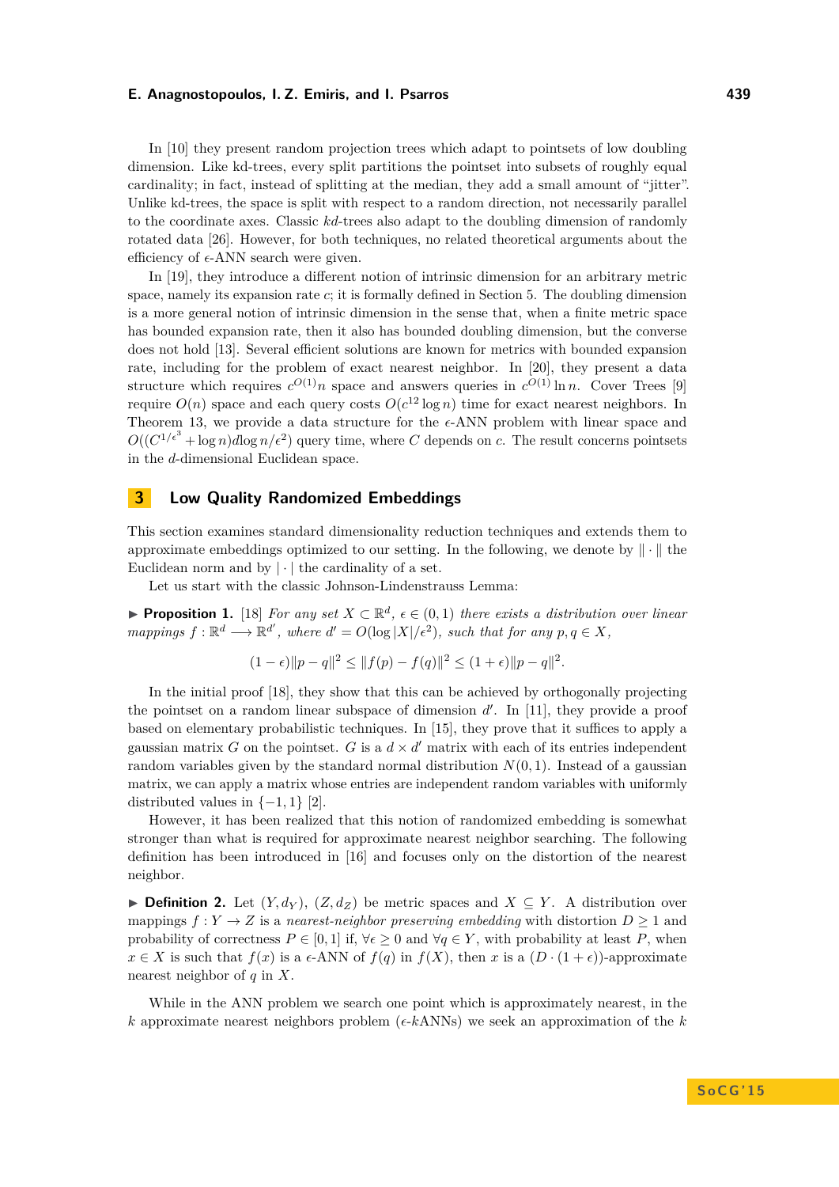In [10] they present random projection trees which adapt to pointsets of low doubling dimension. Like kd-trees, every split partitions the pointset into subsets of roughly equal cardinality; in fact, instead of splitting at the median, they add a small amount of "jitter". Unlike kd-trees, the space is split with respect to a random direction, not necessarily parallel to the coordinate axes. Classic *kd*-trees also adapt to the doubling dimension of randomly rotated data [26]. However, for both techniques, no related theoretical arguments about the efficiency of $\epsilon$-ANN search were given.

In [19], they introduce a different notion of intrinsic dimension for an arbitrary metric space, namely its expansion rate $c$; it is formally defined in Section 5. The doubling dimension is a more general notion of intrinsic dimension in the sense that, when a finite metric space has bounded expansion rate, then it also has bounded doubling dimension, but the converse does not hold [13]. Several efficient solutions are known for metrics with bounded expansion rate, including for the problem of exact nearest neighbor. In [20], they present a data structure which requires $c^{O(1)}n$ space and answers queries in $c^{O(1)}\ln n$. Cover Trees [9] require $O(n)$ space and each query costs $O(c^{12}\log n)$ time for exact nearest neighbors. In Theorem 13, we provide a data structure for the $\epsilon$-ANN problem with linear space and $O((C^{1/\epsilon^3}+\log n)d\log n/\epsilon^2)$ query time, where $C$ depends on $c$. The result concerns pointsets in the $d$-dimensional Euclidean space.

## 3 Low Quality Randomized Embeddings

This section examines standard dimensionality reduction techniques and extends them to approximate embeddings optimized to our setting. In the following, we denote by $\|\cdot\|$ the Euclidean norm and by $|\cdot|$ the cardinality of a set.

Let us start with the classic Johnson-Lindenstrauss Lemma:

▶ **Proposition 1.** [18] *For any set $X \subset \mathbb{R}^d$, $\epsilon \in (0,1)$ there exists a distribution over linear mappings $f : \mathbb{R}^d \longrightarrow \mathbb{R}^{d'}$, where $d' = O(\log|X|/\epsilon^2)$, such that for any $p, q \in X$,*

$$(1-\epsilon)\|p-q\|^2 \leq \|f(p)-f(q)\|^2 \leq (1+\epsilon)\|p-q\|^2.$$

In the initial proof [18], they show that this can be achieved by orthogonally projecting the pointset on a random linear subspace of dimension $d'$. In [11], they provide a proof based on elementary probabilistic techniques. In [15], they prove that it suffices to apply a gaussian matrix $G$ on the pointset. $G$ is a $d \times d'$ matrix with each of its entries independent random variables given by the standard normal distribution $N(0,1)$. Instead of a gaussian matrix, we can apply a matrix whose entries are independent random variables with uniformly distributed values in $\{-1,1\}$ [2].

However, it has been realized that this notion of randomized embedding is somewhat stronger than what is required for approximate nearest neighbor searching. The following definition has been introduced in [16] and focuses only on the distortion of the nearest neighbor.

▶ **Definition 2.** Let $(Y, d_Y)$, $(Z, d_Z)$ be metric spaces and $X \subseteq Y$. A distribution over mappings $f : Y \to Z$ is a *nearest-neighbor preserving embedding* with distortion $D \geq 1$ and probability of correctness $P \in [0,1]$ if, $\forall \epsilon \geq 0$ and $\forall q \in Y$, with probability at least $P$, when $x \in X$ is such that $f(x)$ is a $\epsilon$-ANN of $f(q)$ in $f(X)$, then $x$ is a $(D \cdot (1+\epsilon))$-approximate nearest neighbor of $q$ in $X$.

While in the ANN problem we search one point which is approximately nearest, in the $k$ approximate nearest neighbors problem ($\epsilon$-$k$ANNs) we seek an approximation of the $k$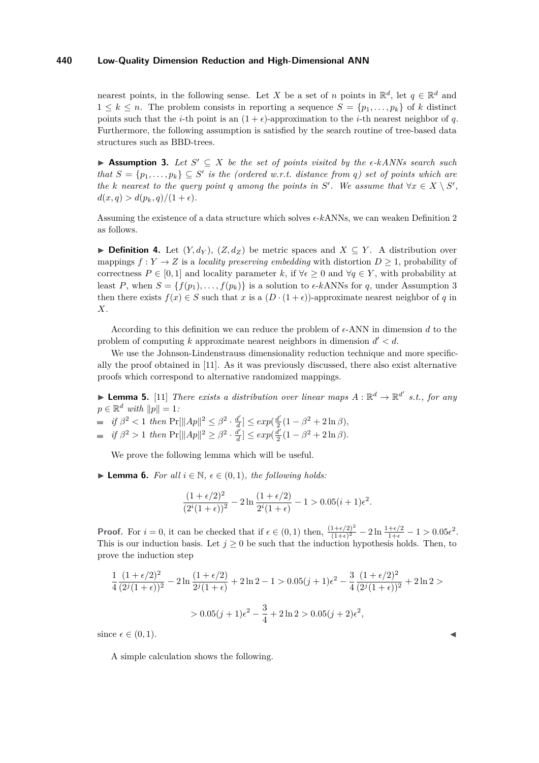nearest points, in the following sense. Let $X$ be a set of $n$ points in $\mathbb{R}^d$, let $q \in \mathbb{R}^d$ and $1 \leq k \leq n$. The problem consists in reporting a sequence $S = \{p_1, \ldots, p_k\}$ of $k$ distinct points such that the $i$-th point is an $(1+\epsilon)$-approximation to the $i$-th nearest neighbor of $q$. Furthermore, the following assumption is satisfied by the search routine of tree-based data structures such as BBD-trees.

▶ **Assumption 3.** *Let $S' \subseteq X$ be the set of points visited by the $\epsilon$-kANNs search such that $S = \{p_1, \ldots, p_k\} \subseteq S'$ is the (ordered w.r.t. distance from $q$) set of points which are the $k$ nearest to the query point $q$ among the points in $S'$. We assume that $\forall x \in X \setminus S'$, $d(x, q) > d(p_k, q)/(1+\epsilon)$.*

Assuming the existence of a data structure which solves $\epsilon$-$k$ANNs, we can weaken Definition 2 as follows.

▶ **Definition 4.** Let $(Y, d_Y)$, $(Z, d_Z)$ be metric spaces and $X \subseteq Y$. A distribution over mappings $f : Y \to Z$ is a *locality preserving embedding* with distortion $D \geq 1$, probability of correctness $P \in [0, 1]$ and locality parameter $k$, if $\forall \epsilon \geq 0$ and $\forall q \in Y$, with probability at least $P$, when $S = \{f(p_1), \ldots, f(p_k)\}$ is a solution to $\epsilon$-$k$ANNs for $q$, under Assumption 3 then there exists $f(x) \in S$ such that $x$ is a $(D \cdot (1+\epsilon))$-approximate nearest neighbor of $q$ in $X$.

According to this definition we can reduce the problem of $\epsilon$-ANN in dimension $d$ to the problem of computing $k$ approximate nearest neighbors in dimension $d' < d$.

We use the Johnson-Lindenstrauss dimensionality reduction technique and more specifically the proof obtained in [11]. As it was previously discussed, there also exist alternative proofs which correspond to alternative randomized mappings.

▶ **Lemma 5.** [11] *There exists a distribution over linear maps $A : \mathbb{R}^d \to \mathbb{R}^{d'}$ s.t., for any $p \in \mathbb{R}^d$ with $\|p\| = 1$:*

- *if $\beta^2 < 1$ then $\Pr[\|Ap\|^2 \leq \beta^2 \cdot \frac{d'}{d}] \leq exp(\frac{d'}{2}(1 - \beta^2 + 2\ln\beta)$,*
- *if $\beta^2 > 1$ then $\Pr[\|Ap\|^2 \geq \beta^2 \cdot \frac{d'}{d}] \leq exp(\frac{d'}{2}(1 - \beta^2 + 2\ln\beta)$.*

We prove the following lemma which will be useful.

▶ **Lemma 6.** *For all $i \in \mathbb{N}$, $\epsilon \in (0, 1)$, the following holds:*

$$\frac{(1+\epsilon/2)^2}{(2^i(1+\epsilon))^2} - 2\ln\frac{(1+\epsilon/2)}{2^i(1+\epsilon)} - 1 > 0.05(i+1)\epsilon^2.$$

**Proof.** For $i = 0$, it can be checked that if $\epsilon \in (0, 1)$ then, $\frac{(1+\epsilon/2)^2}{(1+\epsilon)^2} - 2\ln\frac{1+\epsilon/2}{1+\epsilon} - 1 > 0.05\epsilon^2$. This is our induction basis. Let $j \geq 0$ be such that the induction hypothesis holds. Then, to prove the induction step

$$\frac{1}{4}\frac{(1+\epsilon/2)^2}{(2^j(1+\epsilon))^2} - 2\ln\frac{(1+\epsilon/2)}{2^j(1+\epsilon)} + 2\ln 2 - 1 > 0.05(j+1)\epsilon^2 - \frac{3}{4}\frac{(1+\epsilon/2)^2}{(2^j(1+\epsilon))^2} + 2\ln 2 >$$

$$> 0.05(j+1)\epsilon^2 - \frac{3}{4} + 2\ln 2 > 0.05(j+2)\epsilon^2,$$

since $\epsilon \in (0, 1)$. ◀

A simple calculation shows the following.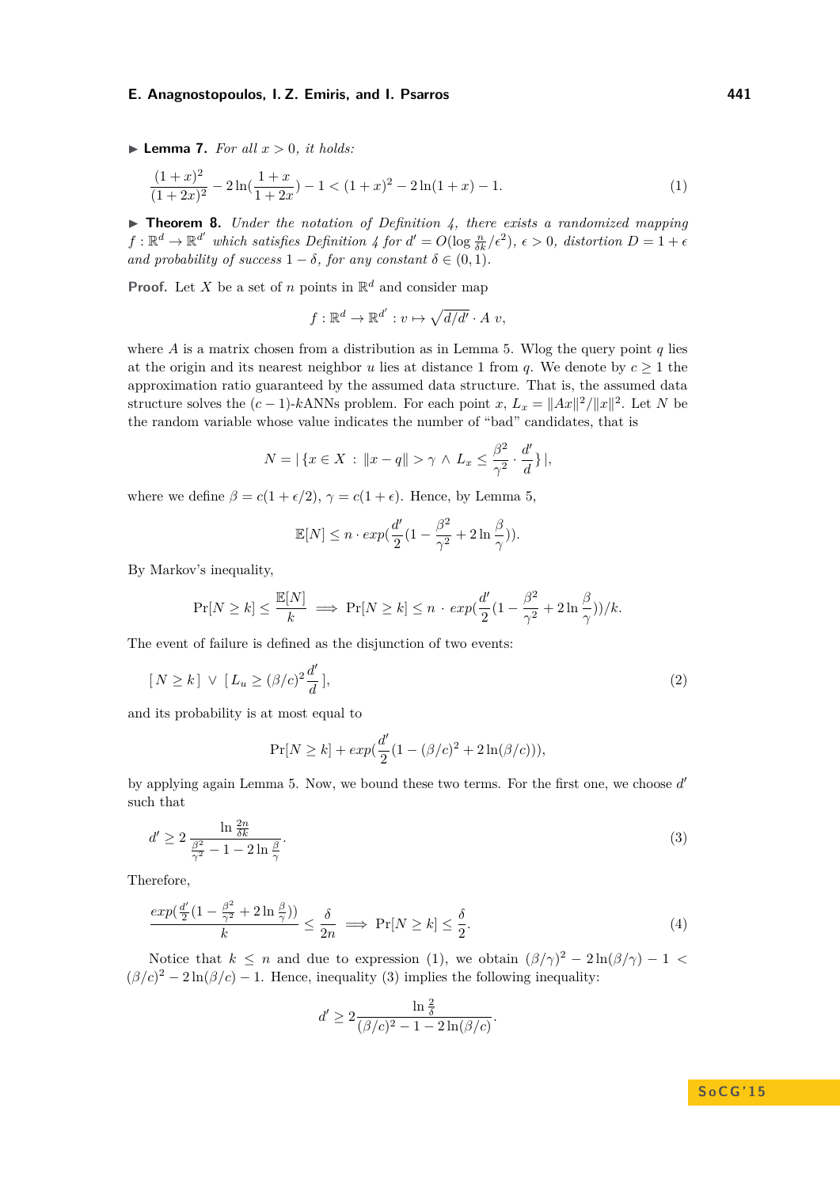▶ **Lemma 7.** *For all $x > 0$, it holds:*

$$\frac{(1+x)^2}{(1+2x)^2} - 2\ln\left(\frac{1+x}{1+2x}\right) - 1 < (1+x)^2 - 2\ln(1+x) - 1. \tag{1}$$

▶ **Theorem 8.** *Under the notation of Definition 4, there exists a randomized mapping $f : \mathbb{R}^d \to \mathbb{R}^{d'}$ which satisfies Definition 4 for $d' = O(\log \frac{n}{\delta k}/\epsilon^2)$, $\epsilon > 0$, distortion $D = 1 + \epsilon$ and probability of success $1 - \delta$, for any constant $\delta \in (0, 1)$.*

**Proof.** Let $X$ be a set of $n$ points in $\mathbb{R}^d$ and consider map

$$f : \mathbb{R}^d \to \mathbb{R}^{d'} : v \mapsto \sqrt{d/d'} \cdot A\ v,$$

where $A$ is a matrix chosen from a distribution as in Lemma 5. Wlog the query point $q$ lies at the origin and its nearest neighbor $u$ lies at distance 1 from $q$. We denote by $c \geq 1$ the approximation ratio guaranteed by the assumed data structure. That is, the assumed data structure solves the $(c-1)$-$k$ANNs problem. For each point $x$, $L_x = \|Ax\|^2/\|x\|^2$. Let $N$ be the random variable whose value indicates the number of "bad" candidates, that is

$$N = |\{x \in X \,:\, \|x - q\| > \gamma \wedge L_x \leq \frac{\beta^2}{\gamma^2} \cdot \frac{d'}{d}\}|,$$

where we define $\beta = c(1 + \epsilon/2)$, $\gamma = c(1 + \epsilon)$. Hence, by Lemma 5,

$$\mathbb{E}[N] \leq n \cdot exp(\frac{d'}{2}(1 - \frac{\beta^2}{\gamma^2} + 2\ln\frac{\beta}{\gamma})).$$

By Markov's inequality,

$$\Pr[N \geq k] \leq \frac{\mathbb{E}[N]}{k} \implies \Pr[N \geq k] \leq n \cdot exp(\frac{d'}{2}(1 - \frac{\beta^2}{\gamma^2} + 2\ln\frac{\beta}{\gamma}))/k.$$

The event of failure is defined as the disjunction of two events:

$$[\,N \geq k\,] \;\vee\; [\,L_u \geq (\beta/c)^2 \frac{d'}{d}\,], \tag{2}$$

and its probability is at most equal to

$$\Pr[N \geq k] + exp(\frac{d'}{2}(1 - (\beta/c)^2 + 2\ln(\beta/c))),$$

by applying again Lemma 5. Now, we bound these two terms. For the first one, we choose $d'$ such that

$$d' \geq 2\,\frac{\ln\frac{2n}{\delta k}}{\frac{\beta^2}{\gamma^2} - 1 - 2\ln\frac{\beta}{\gamma}}. \tag{3}$$

Therefore,

$$\frac{exp(\frac{d'}{2}(1 - \frac{\beta^2}{\gamma^2} + 2\ln\frac{\beta}{\gamma}))}{k} \leq \frac{\delta}{2n} \implies \Pr[N \geq k] \leq \frac{\delta}{2}. \tag{4}$$

Notice that $k \leq n$ and due to expression (1), we obtain $(\beta/\gamma)^2 - 2\ln(\beta/\gamma) - 1 < (\beta/c)^2 - 2\ln(\beta/c) - 1$. Hence, inequality (3) implies the following inequality:

$$d' \geq 2\frac{\ln\frac{2}{\delta}}{(\beta/c)^2 - 1 - 2\ln(\beta/c)}.$$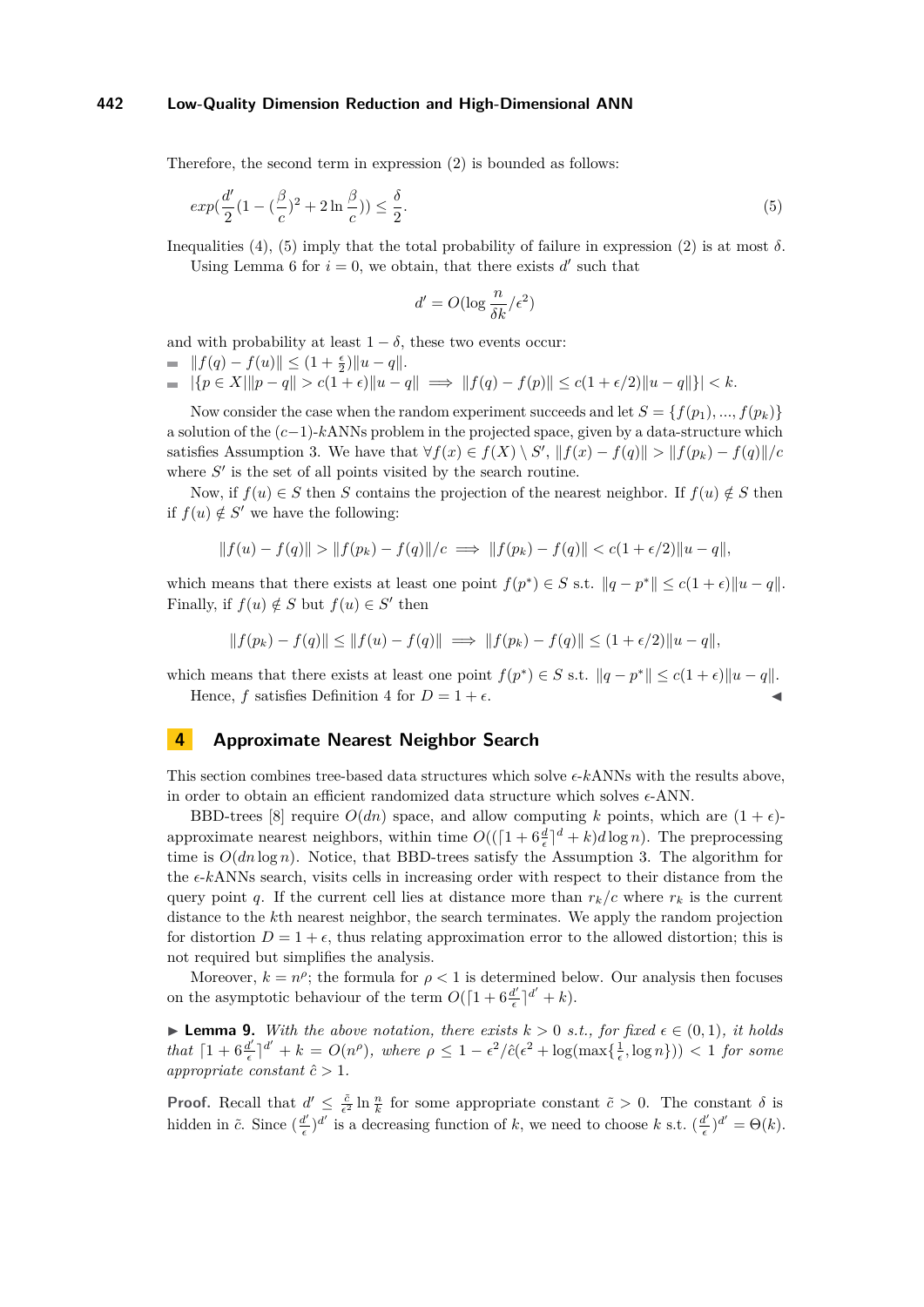Therefore, the second term in expression (2) is bounded as follows:

$$exp(\frac{d'}{2}(1-(\frac{\beta}{c})^2+2\ln\frac{\beta}{c})) \leq \frac{\delta}{2}. \tag{5}$$

Inequalities (4), (5) imply that the total probability of failure in expression (2) is at most $\delta$.

Using Lemma 6 for $i=0$, we obtain, that there exists $d'$ such that

$$d' = O(\log\frac{n}{\delta k}/\epsilon^2)$$

and with probability at least $1-\delta$, these two events occur:

- $\|f(q)-f(u)\| \leq (1+\frac{\epsilon}{2})\|u-q\|$.
- $|\{p \in X | \|p-q\| > c(1+\epsilon)\|u-q\| \implies \|f(q)-f(p)\| \leq c(1+\epsilon/2)\|u-q\|\}| < k$.

Now consider the case when the random experiment succeeds and let $S=\{f(p_1),...,f(p_k)\}$ a solution of the $(c-1)$-$k$ANNs problem in the projected space, given by a data-structure which satisfies Assumption 3. We have that $\forall f(x) \in f(X) \setminus S'$, $\|f(x)-f(q)\| > \|f(p_k)-f(q)\|/c$ where $S'$ is the set of all points visited by the search routine.

Now, if $f(u) \in S$ then $S$ contains the projection of the nearest neighbor. If $f(u) \notin S$ then if $f(u) \notin S'$ we have the following:

$$\|f(u)-f(q)\| > \|f(p_k)-f(q)\|/c \implies \|f(p_k)-f(q)\| < c(1+\epsilon/2)\|u-q\|,$$

which means that there exists at least one point $f(p^*) \in S$ s.t. $\|q-p^*\| \leq c(1+\epsilon)\|u-q\|$. Finally, if $f(u) \notin S$ but $f(u) \in S'$ then

$$\|f(p_k)-f(q)\| \leq \|f(u)-f(q)\| \implies \|f(p_k)-f(q)\| \leq (1+\epsilon/2)\|u-q\|,$$

which means that there exists at least one point $f(p^*) \in S$ s.t. $\|q-p^*\| \leq c(1+\epsilon)\|u-q\|$.

Hence, $f$ satisfies Definition 4 for $D=1+\epsilon$. ◀

## 4 Approximate Nearest Neighbor Search

This section combines tree-based data structures which solve $\epsilon$-$k$ANNs with the results above, in order to obtain an efficient randomized data structure which solves $\epsilon$-ANN.

BBD-trees [8] require $O(dn)$ space, and allow computing $k$ points, which are $(1+\epsilon)$-approximate nearest neighbors, within time $O((\lceil 1+6\frac{d}{\epsilon}\rceil^d + k)d\log n)$. The preprocessing time is $O(dn\log n)$. Notice, that BBD-trees satisfy the Assumption 3. The algorithm for the $\epsilon$-$k$ANNs search, visits cells in increasing order with respect to their distance from the query point $q$. If the current cell lies at distance more than $r_k/c$ where $r_k$ is the current distance to the $k$th nearest neighbor, the search terminates. We apply the random projection for distortion $D=1+\epsilon$, thus relating approximation error to the allowed distortion; this is not required but simplifies the analysis.

Moreover, $k=n^\rho$; the formula for $\rho<1$ is determined below. Our analysis then focuses on the asymptotic behaviour of the term $O(\lceil 1+6\frac{d'}{\epsilon}\rceil^{d'}+k)$.

▶ **Lemma 9.** *With the above notation, there exists $k>0$ s.t., for fixed $\epsilon \in (0,1)$, it holds that $\lceil 1+6\frac{d'}{\epsilon}\rceil^{d'}+k = O(n^\rho)$, where $\rho \leq 1-\epsilon^2/\hat{c}(\epsilon^2+\log(\max\{\frac{1}{\epsilon},\log n\})) < 1$ for some appropriate constant $\hat{c}>1$.*

**Proof.** Recall that $d' \leq \frac{\tilde{c}}{\epsilon^2}\ln\frac{n}{k}$ for some appropriate constant $\tilde{c}>0$. The constant $\delta$ is hidden in $\tilde{c}$. Since $(\frac{d'}{\epsilon})^{d'}$ is a decreasing function of $k$, we need to choose $k$ s.t. $(\frac{d'}{\epsilon})^{d'}=\Theta(k)$.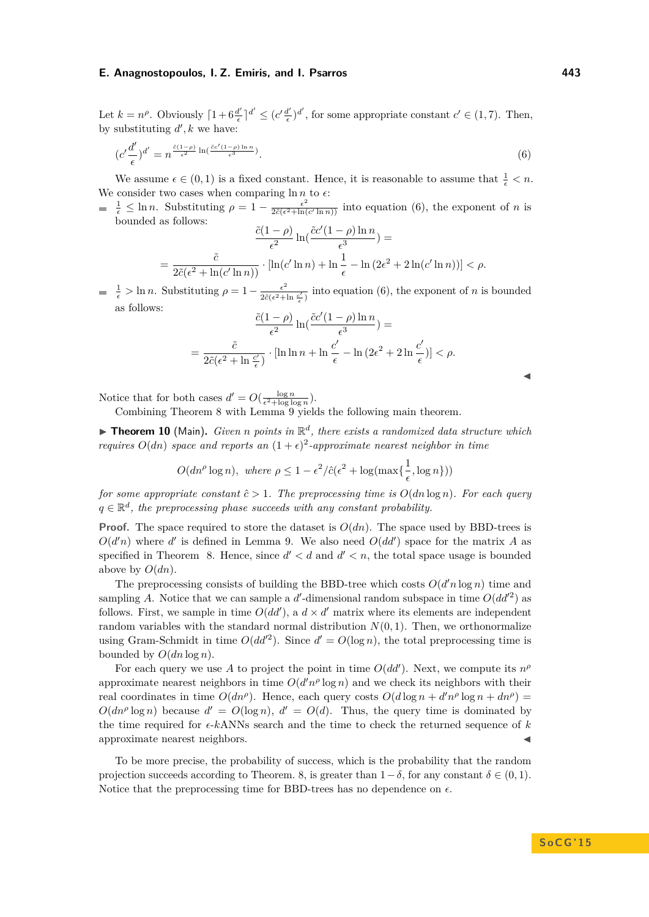Let $k = n^\rho$. Obviously $\lceil 1 + 6\frac{d'}{\epsilon} \rceil^{d'} \le (c'\frac{d'}{\epsilon})^{d'}$, for some appropriate constant $c' \in (1, 7)$. Then, by substituting $d', k$ we have:

$$(c'\frac{d'}{\epsilon})^{d'} = n^{\frac{\tilde{c}(1-\rho)}{\epsilon^2}\ln(\frac{\tilde{c}c'(1-\rho)\ln n}{\epsilon^3})}. \tag{6}$$

We assume $\epsilon \in (0, 1)$ is a fixed constant. Hence, it is reasonable to assume that $\frac{1}{\epsilon} < n$. We consider two cases when comparing $\ln n$ to $\epsilon$:

- $\frac{1}{\epsilon} \le \ln n$. Substituting $\rho = 1 - \frac{\epsilon^2}{2\tilde{c}(\epsilon^2 + \ln(c' \ln n))}$ into equation (6), the exponent of $n$ is bounded as follows:

$$\frac{\tilde{c}(1-\rho)}{\epsilon^2}\ln(\frac{\tilde{c}c'(1-\rho)\ln n}{\epsilon^3}) =$$

$$= \frac{\tilde{c}}{2\tilde{c}(\epsilon^2 + \ln(c' \ln n))} \cdot [\ln(c' \ln n) + \ln\frac{1}{\epsilon} - \ln(2\epsilon^2 + 2\ln(c' \ln n))] < \rho.$$

- $\frac{1}{\epsilon} > \ln n$. Substituting $\rho = 1 - \frac{\epsilon^2}{2\tilde{c}(\epsilon^2 + \ln\frac{c'}{\epsilon})}$ into equation (6), the exponent of $n$ is bounded as follows:

$$\frac{\tilde{c}(1-\rho)}{\epsilon^2}\ln(\frac{\tilde{c}c'(1-\rho)\ln n}{\epsilon^3}) =$$

$$= \frac{\tilde{c}}{2\tilde{c}(\epsilon^2 + \ln\frac{c'}{\epsilon})} \cdot [\ln\ln n + \ln\frac{c'}{\epsilon} - \ln(2\epsilon^2 + 2\ln\frac{c'}{\epsilon})] < \rho.$$

◀

Notice that for both cases $d' = O(\frac{\log n}{\epsilon^2 + \log\log n})$.

Combining Theorem 8 with Lemma 9 yields the following main theorem.

▶ **Theorem 10** (Main). *Given $n$ points in $\mathbb{R}^d$, there exists a randomized data structure which requires $O(dn)$ space and reports an $(1+\epsilon)^2$-approximate nearest neighbor in time*

$$O(dn^\rho \log n), \text{ where } \rho \le 1 - \epsilon^2/\hat{c}(\epsilon^2 + \log(\max\{\frac{1}{\epsilon}, \log n\}))$$

*for some appropriate constant $\hat{c} > 1$. The preprocessing time is $O(dn \log n)$. For each query $q \in \mathbb{R}^d$, the preprocessing phase succeeds with any constant probability.*

**Proof.** The space required to store the dataset is $O(dn)$. The space used by BBD-trees is $O(d'n)$ where $d'$ is defined in Lemma 9. We also need $O(dd')$ space for the matrix $A$ as specified in Theorem 8. Hence, since $d' < d$ and $d' < n$, the total space usage is bounded above by $O(dn)$.

The preprocessing consists of building the BBD-tree which costs $O(d'n \log n)$ time and sampling $A$. Notice that we can sample a $d'$-dimensional random subspace in time $O(dd'^2)$ as follows. First, we sample in time $O(dd')$, a $d \times d'$ matrix where its elements are independent random variables with the standard normal distribution $N(0, 1)$. Then, we orthonormalize using Gram-Schmidt in time $O(dd'^2)$. Since $d' = O(\log n)$, the total preprocessing time is bounded by $O(dn \log n)$.

For each query we use $A$ to project the point in time $O(dd')$. Next, we compute its $n^\rho$ approximate nearest neighbors in time $O(d'n^\rho \log n)$ and we check its neighbors with their real coordinates in time $O(dn^\rho)$. Hence, each query costs $O(d \log n + d'n^\rho \log n + dn^\rho) = O(dn^\rho \log n)$ because $d' = O(\log n)$, $d' = O(d)$. Thus, the query time is dominated by the time required for $\epsilon$-$k$ANNs search and the time to check the returned sequence of $k$ approximate nearest neighbors. ◀

To be more precise, the probability of success, which is the probability that the random projection succeeds according to Theorem. 8, is greater than $1 - \delta$, for any constant $\delta \in (0, 1)$. Notice that the preprocessing time for BBD-trees has no dependence on $\epsilon$.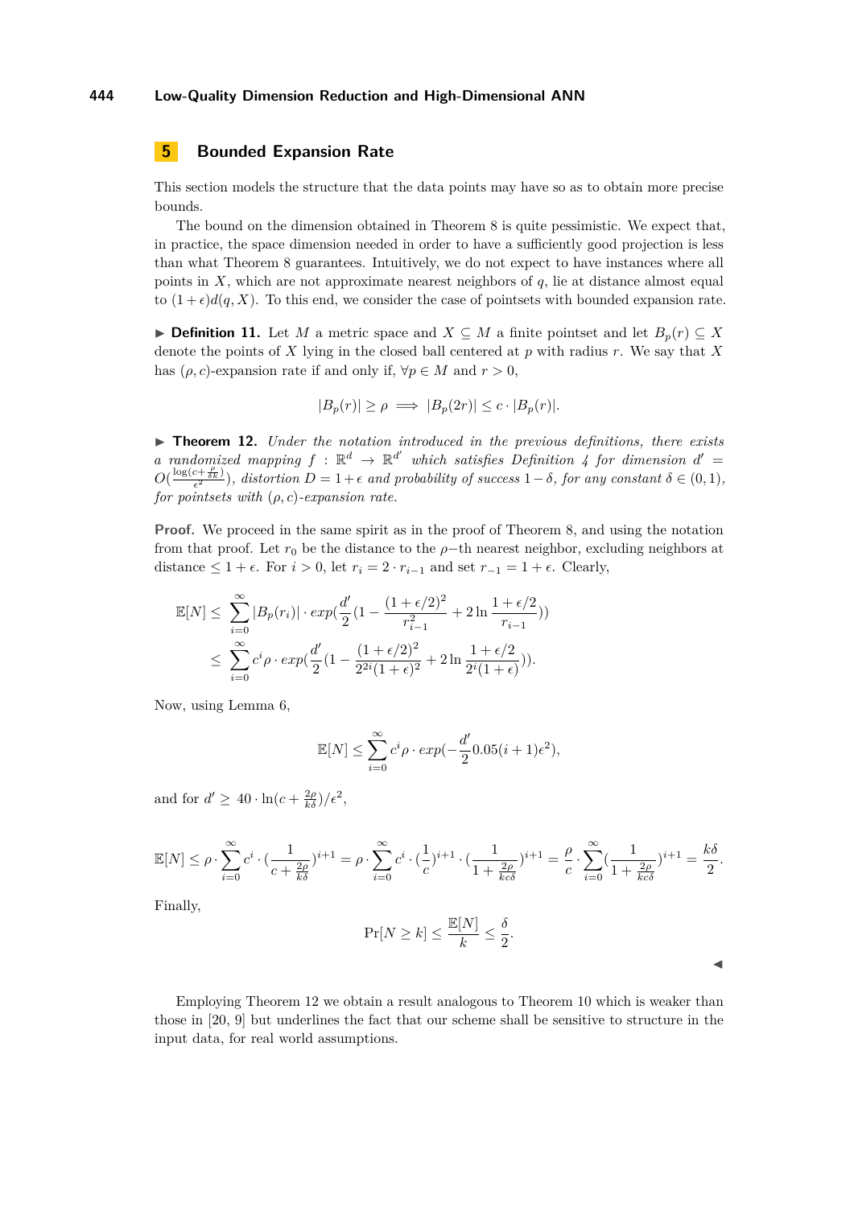## 5 Bounded Expansion Rate

This section models the structure that the data points may have so as to obtain more precise bounds.

The bound on the dimension obtained in Theorem 8 is quite pessimistic. We expect that, in practice, the space dimension needed in order to have a sufficiently good projection is less than what Theorem 8 guarantees. Intuitively, we do not expect to have instances where all points in $X$, which are not approximate nearest neighbors of $q$, lie at distance almost equal to $(1+\epsilon)d(q,X)$. To this end, we consider the case of pointsets with bounded expansion rate.

▶ **Definition 11.** Let $M$ a metric space and $X \subseteq M$ a finite pointset and let $B_p(r) \subseteq X$ denote the points of $X$ lying in the closed ball centered at $p$ with radius $r$. We say that $X$ has $(\rho, c)$-expansion rate if and only if, $\forall p \in M$ and $r > 0$,

$$|B_p(r)| \geq \rho \implies |B_p(2r)| \leq c \cdot |B_p(r)|.$$

▶ **Theorem 12.** *Under the notation introduced in the previous definitions, there exists a randomized mapping $f : \mathbb{R}^d \to \mathbb{R}^{d'}$ which satisfies Definition 4 for dimension $d' = O(\frac{\log(c+\frac{\rho}{\delta k})}{\epsilon^2})$, distortion $D = 1+\epsilon$ and probability of success $1-\delta$, for any constant $\delta \in (0,1)$, for pointsets with $(\rho, c)$-expansion rate.*

**Proof.** We proceed in the same spirit as in the proof of Theorem 8, and using the notation from that proof. Let $r_0$ be the distance to the $\rho-$th nearest neighbor, excluding neighbors at distance $\leq 1+\epsilon$. For $i > 0$, let $r_i = 2 \cdot r_{i-1}$ and set $r_{-1} = 1+\epsilon$. Clearly,

$$\begin{aligned}
\mathbb{E}[N] &\leq \sum_{i=0}^{\infty} |B_p(r_i)| \cdot exp(\frac{d'}{2}(1 - \frac{(1+\epsilon/2)^2}{r_{i-1}^2} + 2\ln\frac{1+\epsilon/2}{r_{i-1}})) \\
&\leq \sum_{i=0}^{\infty} c^i \rho \cdot exp(\frac{d'}{2}(1 - \frac{(1+\epsilon/2)^2}{2^{2i}(1+\epsilon)^2} + 2\ln\frac{1+\epsilon/2}{2^i(1+\epsilon)})).
\end{aligned}$$

Now, using Lemma 6,

$$\mathbb{E}[N] \leq \sum_{i=0}^{\infty} c^i \rho \cdot exp(-\frac{d'}{2} 0.05(i+1)\epsilon^2),$$

and for $d' \geq 40 \cdot \ln(c + \frac{2\rho}{k\delta})/\epsilon^2$,

$$\mathbb{E}[N] \leq \rho \cdot \sum_{i=0}^{\infty} c^i \cdot (\frac{1}{c+\frac{2\rho}{k\delta}})^{i+1} = \rho \cdot \sum_{i=0}^{\infty} c^i \cdot (\frac{1}{c})^{i+1} \cdot (\frac{1}{1+\frac{2\rho}{kc\delta}})^{i+1} = \frac{\rho}{c} \cdot \sum_{i=0}^{\infty} (\frac{1}{1+\frac{2\rho}{kc\delta}})^{i+1} = \frac{k\delta}{2}.$$

Finally,

$$\Pr[N \geq k] \leq \frac{\mathbb{E}[N]}{k} \leq \frac{\delta}{2}.$$

◀

Employing Theorem 12 we obtain a result analogous to Theorem 10 which is weaker than those in [20, 9] but underlines the fact that our scheme shall be sensitive to structure in the input data, for real world assumptions.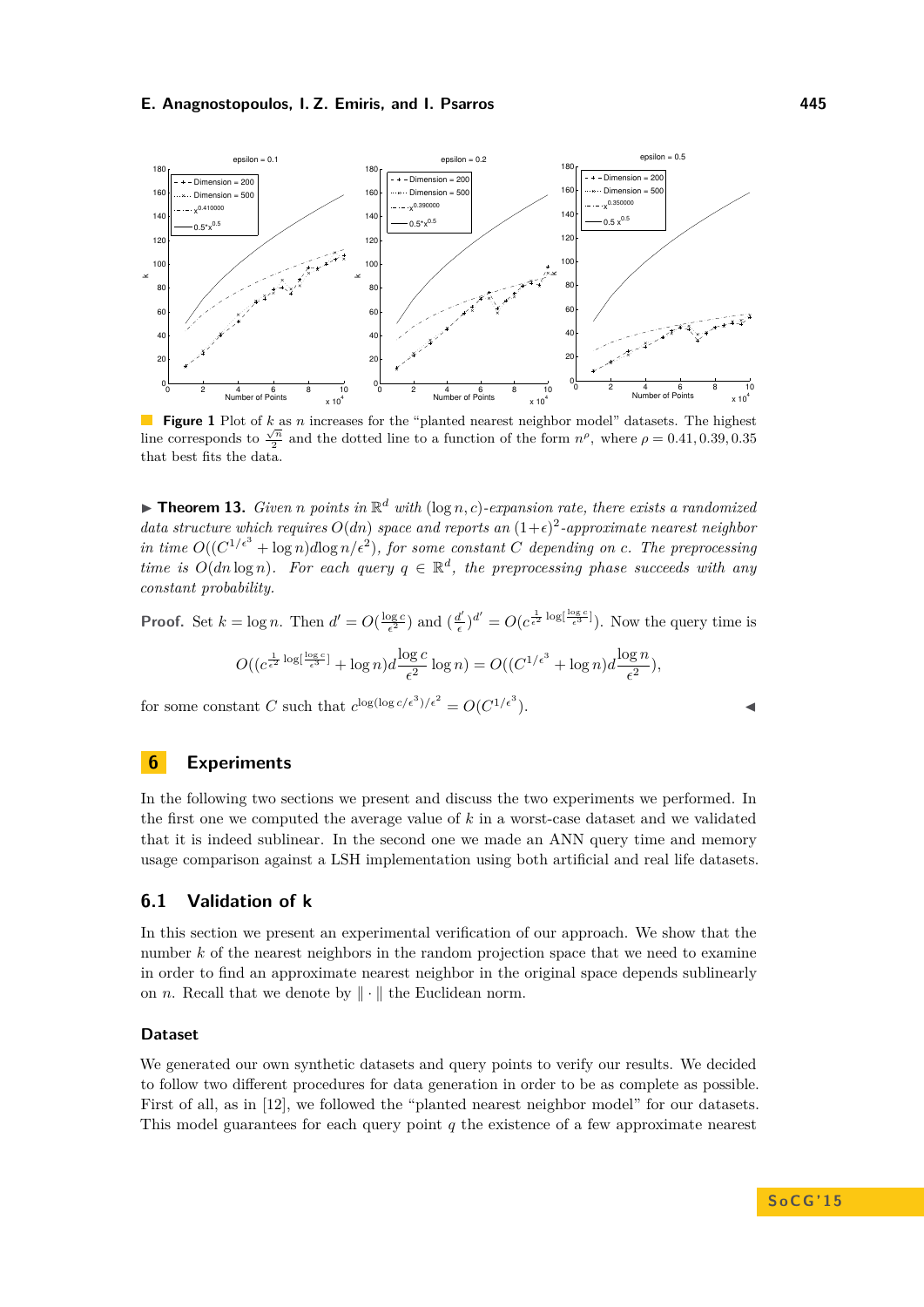**Figure 1** Plot of $k$ as $n$ increases for the "planted nearest neighbor model" datasets. The highest line corresponds to $\frac{\sqrt{n}}{2}$ and the dotted line to a function of the form $n^{\rho}$, where $\rho = 0.41, 0.39, 0.35$ that best fits the data.

▶ **Theorem 13.** *Given $n$ points in $\mathbb{R}^d$ with $(\log n, c)$-expansion rate, there exists a randomized data structure which requires $O(dn)$ space and reports an $(1+\epsilon)^2$-approximate nearest neighbor in time $O((C^{1/\epsilon^3} + \log n) d \log n/\epsilon^2)$, for some constant $C$ depending on $c$. The preprocessing time is $O(dn \log n)$. For each query $q \in \mathbb{R}^d$, the preprocessing phase succeeds with any constant probability.*

**Proof.** Set $k = \log n$. Then $d' = O(\frac{\log c}{\epsilon^2})$ and $(\frac{d'}{\epsilon})^{d'} = O(c^{\frac{1}{\epsilon^2} \log[\frac{\log c}{\epsilon^3}]})$. Now the query time is

$$O((c^{\frac{1}{\epsilon^2} \log[\frac{\log c}{\epsilon^3}]} + \log n) d \frac{\log c}{\epsilon^2} \log n) = O((C^{1/\epsilon^3} + \log n) d \frac{\log n}{\epsilon^2}),$$

for some constant $C$ such that $c^{\log(\log c/\epsilon^3)/\epsilon^2} = O(C^{1/\epsilon^3})$. ◀

## 6 Experiments

In the following two sections we present and discuss the two experiments we performed. In the first one we computed the average value of $k$ in a worst-case dataset and we validated that it is indeed sublinear. In the second one we made an ANN query time and memory usage comparison against a LSH implementation using both artificial and real life datasets.

### 6.1 Validation of k

In this section we present an experimental verification of our approach. We show that the number $k$ of the nearest neighbors in the random projection space that we need to examine in order to find an approximate nearest neighbor in the original space depends sublinearly on $n$. Recall that we denote by $\| \cdot \|$ the Euclidean norm.

#### Dataset

We generated our own synthetic datasets and query points to verify our results. We decided to follow two different procedures for data generation in order to be as complete as possible. First of all, as in [12], we followed the "planted nearest neighbor model" for our datasets. This model guarantees for each query point $q$ the existence of a few approximate nearest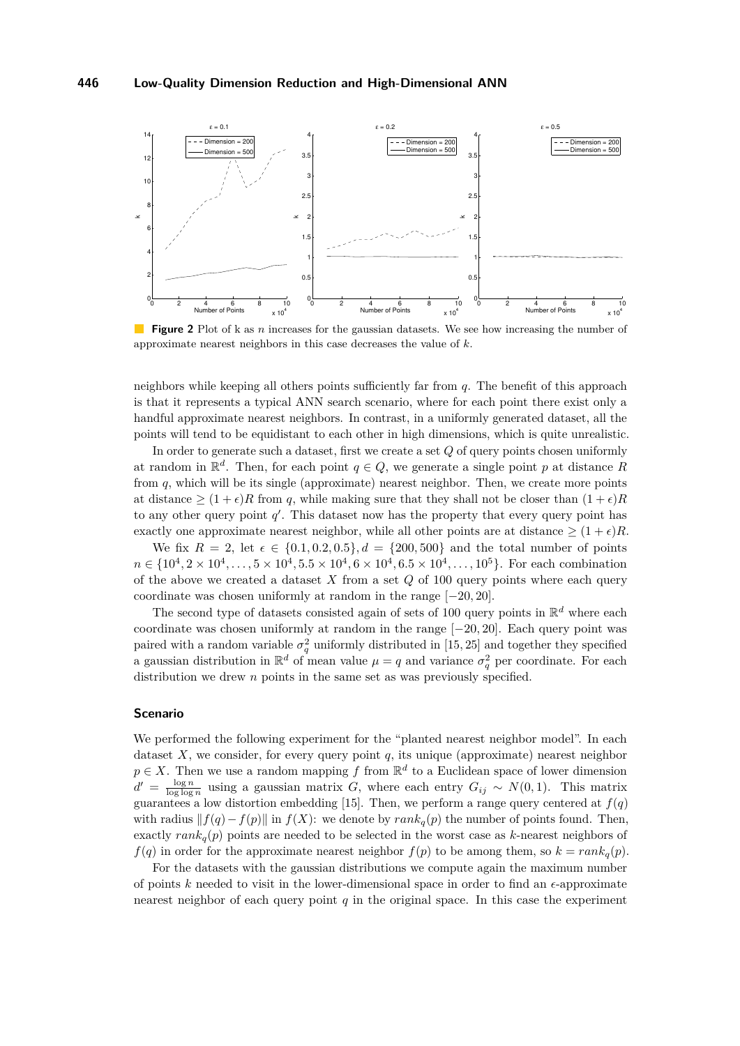**Figure 2** Plot of k as $n$ increases for the gaussian datasets. We see how increasing the number of approximate nearest neighbors in this case decreases the value of $k$.

neighbors while keeping all others points sufficiently far from $q$. The benefit of this approach is that it represents a typical ANN search scenario, where for each point there exist only a handful approximate nearest neighbors. In contrast, in a uniformly generated dataset, all the points will tend to be equidistant to each other in high dimensions, which is quite unrealistic.

In order to generate such a dataset, first we create a set $Q$ of query points chosen uniformly at random in $\mathbb{R}^d$. Then, for each point $q \in Q$, we generate a single point $p$ at distance $R$ from $q$, which will be its single (approximate) nearest neighbor. Then, we create more points at distance $\geq (1+\epsilon)R$ from $q$, while making sure that they shall not be closer than $(1+\epsilon)R$ to any other query point $q'$. This dataset now has the property that every query point has exactly one approximate nearest neighbor, while all other points are at distance $\geq (1+\epsilon)R$.

We fix $R = 2$, let $\epsilon \in \{0.1, 0.2, 0.5\}$, $d = \{200, 500\}$ and the total number of points $n \in \{10^4, 2 \times 10^4, \ldots, 5 \times 10^4, 5.5 \times 10^4, 6 \times 10^4, 6.5 \times 10^4, \ldots, 10^5\}$. For each combination of the above we created a dataset $X$ from a set $Q$ of 100 query points where each query coordinate was chosen uniformly at random in the range $[-20, 20]$.

The second type of datasets consisted again of sets of 100 query points in $\mathbb{R}^d$ where each coordinate was chosen uniformly at random in the range $[-20, 20]$. Each query point was paired with a random variable $\sigma_q^2$ uniformly distributed in $[15, 25]$ and together they specified a gaussian distribution in $\mathbb{R}^d$ of mean value $\mu = q$ and variance $\sigma_q^2$ per coordinate. For each distribution we drew $n$ points in the same set as was previously specified.

### Scenario

We performed the following experiment for the "planted nearest neighbor model". In each dataset $X$, we consider, for every query point $q$, its unique (approximate) nearest neighbor $p \in X$. Then we use a random mapping $f$ from $\mathbb{R}^d$ to a Euclidean space of lower dimension $d' = \frac{\log n}{\log \log n}$ using a gaussian matrix $G$, where each entry $G_{ij} \sim N(0, 1)$. This matrix guarantees a low distortion embedding [15]. Then, we perform a range query centered at $f(q)$ with radius $\|f(q) - f(p)\|$ in $f(X)$: we denote by $rank_q(p)$ the number of points found. Then, exactly $rank_q(p)$ points are needed to be selected in the worst case as $k$-nearest neighbors of $f(q)$ in order for the approximate nearest neighbor $f(p)$ to be among them, so $k = rank_q(p)$.

For the datasets with the gaussian distributions we compute again the maximum number of points $k$ needed to visit in the lower-dimensional space in order to find an $\epsilon$-approximate nearest neighbor of each query point $q$ in the original space. In this case the experiment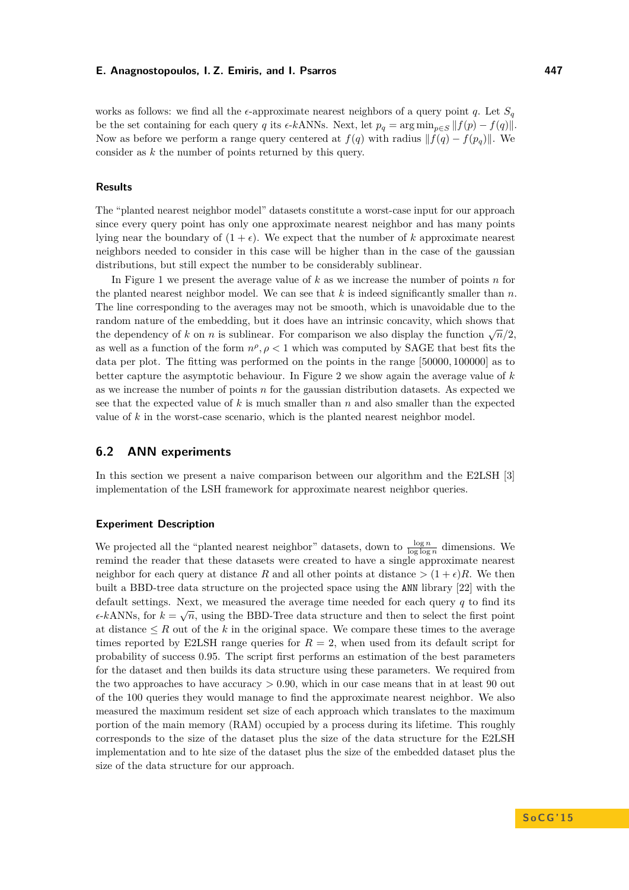works as follows: we find all the $\epsilon$-approximate nearest neighbors of a query point $q$. Let $S_q$ be the set containing for each query $q$ its $\epsilon$-$k$ANNs. Next, let $p_q = \arg\min_{p \in S} \|f(p) - f(q)\|$. Now as before we perform a range query centered at $f(q)$ with radius $\|f(q) - f(p_q)\|$. We consider as $k$ the number of points returned by this query.

### Results

The "planted nearest neighbor model" datasets constitute a worst-case input for our approach since every query point has only one approximate nearest neighbor and has many points lying near the boundary of $(1+\epsilon)$. We expect that the number of $k$ approximate nearest neighbors needed to consider in this case will be higher than in the case of the gaussian distributions, but still expect the number to be considerably sublinear.

In Figure 1 we present the average value of $k$ as we increase the number of points $n$ for the planted nearest neighbor model. We can see that $k$ is indeed significantly smaller than $n$. The line corresponding to the averages may not be smooth, which is unavoidable due to the random nature of the embedding, but it does have an intrinsic concavity, which shows that the dependency of $k$ on $n$ is sublinear. For comparison we also display the function $\sqrt{n}/2$, as well as a function of the form $n^{\rho}, \rho < 1$ which was computed by SAGE that best fits the data per plot. The fitting was performed on the points in the range $[50000, 100000]$ as to better capture the asymptotic behaviour. In Figure 2 we show again the average value of $k$ as we increase the number of points $n$ for the gaussian distribution datasets. As expected we see that the expected value of $k$ is much smaller than $n$ and also smaller than the expected value of $k$ in the worst-case scenario, which is the planted nearest neighbor model.

## 6.2 ANN experiments

In this section we present a naive comparison between our algorithm and the E2LSH [3] implementation of the LSH framework for approximate nearest neighbor queries.

### Experiment Description

We projected all the "planted nearest neighbor" datasets, down to $\frac{\log n}{\log \log n}$ dimensions. We remind the reader that these datasets were created to have a single approximate nearest neighbor for each query at distance $R$ and all other points at distance $> (1+\epsilon)R$. We then built a BBD-tree data structure on the projected space using the `ANN` library [22] with the default settings. Next, we measured the average time needed for each query $q$ to find its $\epsilon$-$k$ANNs, for $k = \sqrt{n}$, using the BBD-Tree data structure and then to select the first point at distance $\leq R$ out of the $k$ in the original space. We compare these times to the average times reported by E2LSH range queries for $R = 2$, when used from its default script for probability of success 0.95. The script first performs an estimation of the best parameters for the dataset and then builds its data structure using these parameters. We required from the two approaches to have accuracy $> 0.90$, which in our case means that in at least 90 out of the 100 queries they would manage to find the approximate nearest neighbor. We also measured the maximum resident set size of each approach which translates to the maximum portion of the main memory (RAM) occupied by a process during its lifetime. This roughly corresponds to the size of the dataset plus the size of the data structure for the E2LSH implementation and to hte size of the dataset plus the size of the embedded dataset plus the size of the data structure for our approach.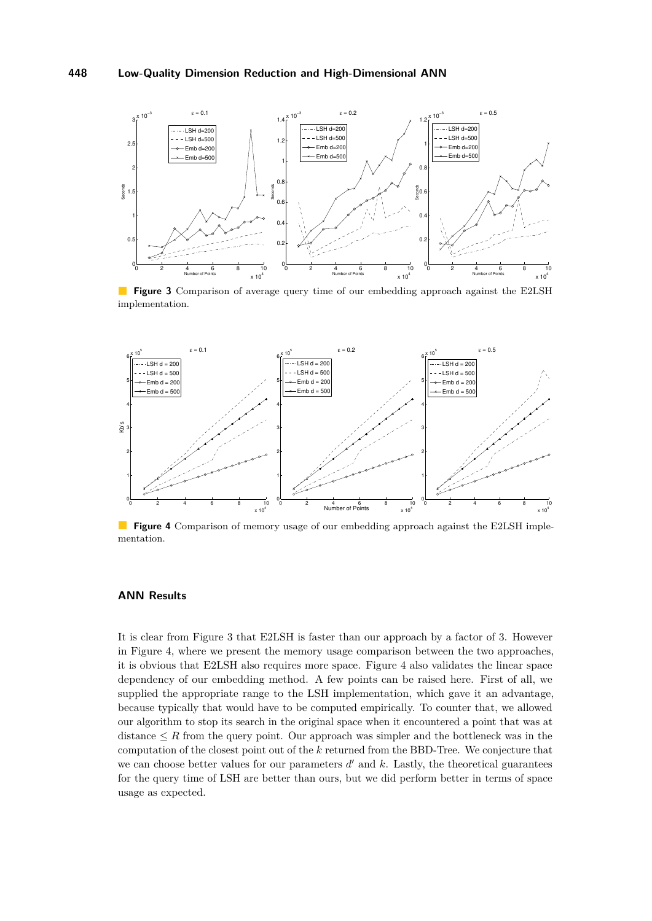**Figure 3** Comparison of average query time of our embedding approach against the E2LSH implementation.

**Figure 4** Comparison of memory usage of our embedding approach against the E2LSH implementation.

### ANN Results

It is clear from Figure 3 that E2LSH is faster than our approach by a factor of 3. However in Figure 4, where we present the memory usage comparison between the two approaches, it is obvious that E2LSH also requires more space. Figure 4 also validates the linear space dependency of our embedding method. A few points can be raised here. First of all, we supplied the appropriate range to the LSH implementation, which gave it an advantage, because typically that would have to be computed empirically. To counter that, we allowed our algorithm to stop its search in the original space when it encountered a point that was at distance $\leq R$ from the query point. Our approach was simpler and the bottleneck was in the computation of the closest point out of the $k$ returned from the BBD-Tree. We conjecture that we can choose better values for our parameters $d'$ and $k$. Lastly, the theoretical guarantees for the query time of LSH are better than ours, but we did perform better in terms of space usage as expected.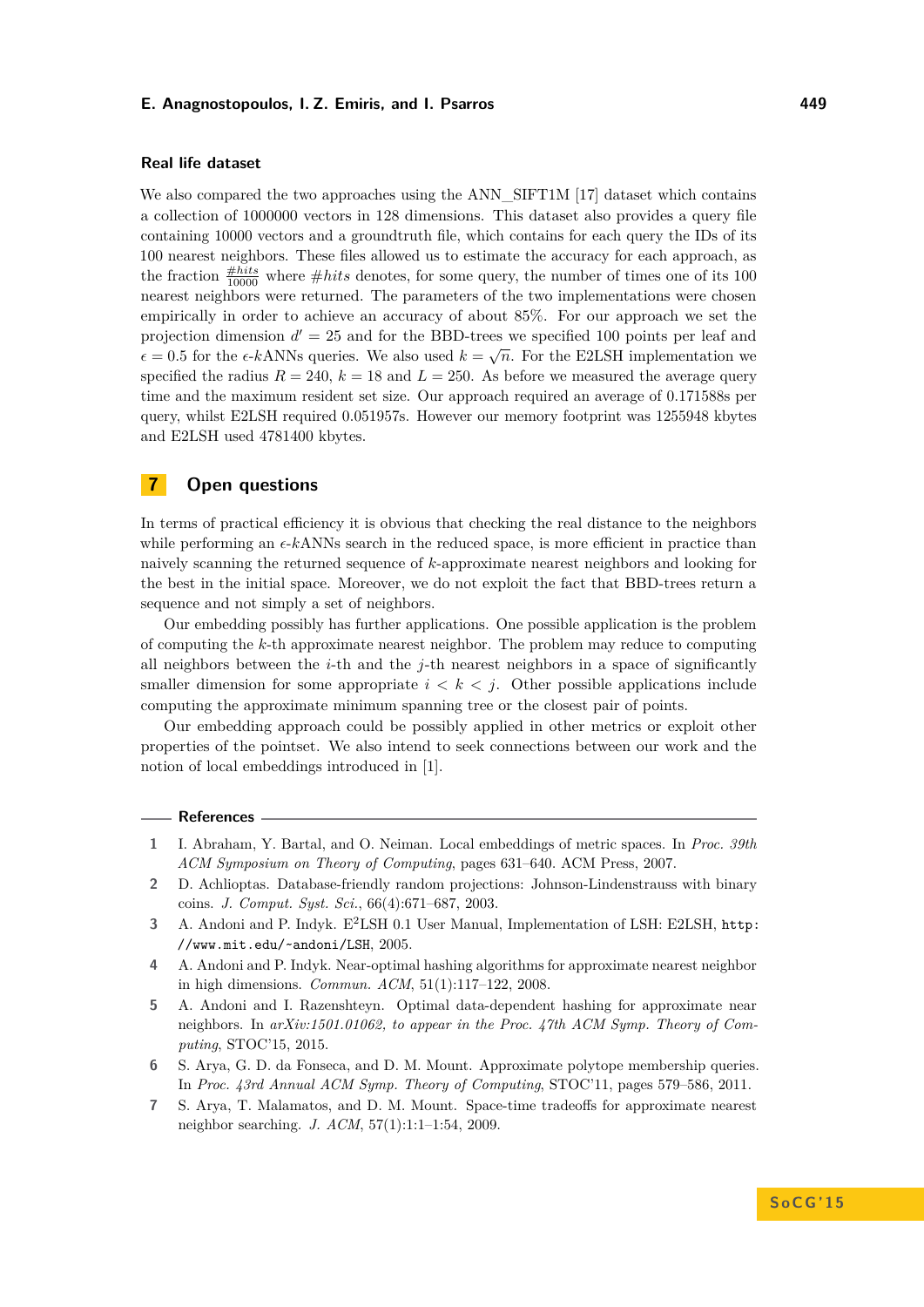### Real life dataset

We also compared the two approaches using the ANN_SIFT1M [17] dataset which contains a collection of 1000000 vectors in 128 dimensions. This dataset also provides a query file containing 10000 vectors and a groundtruth file, which contains for each query the IDs of its 100 nearest neighbors. These files allowed us to estimate the accuracy for each approach, as the fraction $\frac{\#hits}{10000}$ where $\#hits$ denotes, for some query, the number of times one of its 100 nearest neighbors were returned. The parameters of the two implementations were chosen empirically in order to achieve an accuracy of about 85%. For our approach we set the projection dimension $d' = 25$ and for the BBD-trees we specified 100 points per leaf and $\epsilon = 0.5$ for the $\epsilon$-$k$ANNs queries. We also used $k = \sqrt{n}$. For the E2LSH implementation we specified the radius $R = 240$, $k = 18$ and $L = 250$. As before we measured the average query time and the maximum resident set size. Our approach required an average of 0.171588s per query, whilst E2LSH required 0.051957s. However our memory footprint was 1255948 kbytes and E2LSH used 4781400 kbytes.

## 7 Open questions

In terms of practical efficiency it is obvious that checking the real distance to the neighbors while performing an $\epsilon$-$k$ANNs search in the reduced space, is more efficient in practice than naively scanning the returned sequence of $k$-approximate nearest neighbors and looking for the best in the initial space. Moreover, we do not exploit the fact that BBD-trees return a sequence and not simply a set of neighbors.

Our embedding possibly has further applications. One possible application is the problem of computing the $k$-th approximate nearest neighbor. The problem may reduce to computing all neighbors between the $i$-th and the $j$-th nearest neighbors in a space of significantly smaller dimension for some appropriate $i < k < j$. Other possible applications include computing the approximate minimum spanning tree or the closest pair of points.

Our embedding approach could be possibly applied in other metrics or exploit other properties of the pointset. We also intend to seek connections between our work and the notion of local embeddings introduced in [1].

### References

1. I. Abraham, Y. Bartal, and O. Neiman. Local embeddings of metric spaces. In *Proc. 39th ACM Symposium on Theory of Computing*, pages 631–640. ACM Press, 2007.
2. D. Achlioptas. Database-friendly random projections: Johnson-Lindenstrauss with binary coins. *J. Comput. Syst. Sci.*, 66(4):671–687, 2003.
3. A. Andoni and P. Indyk. E$^2$LSH 0.1 User Manual, Implementation of LSH: E2LSH, http://www.mit.edu/~andoni/LSH, 2005.
4. A. Andoni and P. Indyk. Near-optimal hashing algorithms for approximate nearest neighbor in high dimensions. *Commun. ACM*, 51(1):117–122, 2008.
5. A. Andoni and I. Razenshteyn. Optimal data-dependent hashing for approximate near neighbors. In *arXiv:1501.01062, to appear in the Proc. 47th ACM Symp. Theory of Computing*, STOC'15, 2015.
6. S. Arya, G. D. da Fonseca, and D. M. Mount. Approximate polytope membership queries. In *Proc. 43rd Annual ACM Symp. Theory of Computing*, STOC'11, pages 579–586, 2011.
7. S. Arya, T. Malamatos, and D. M. Mount. Space-time tradeoffs for approximate nearest neighbor searching. *J. ACM*, 57(1):1:1–1:54, 2009.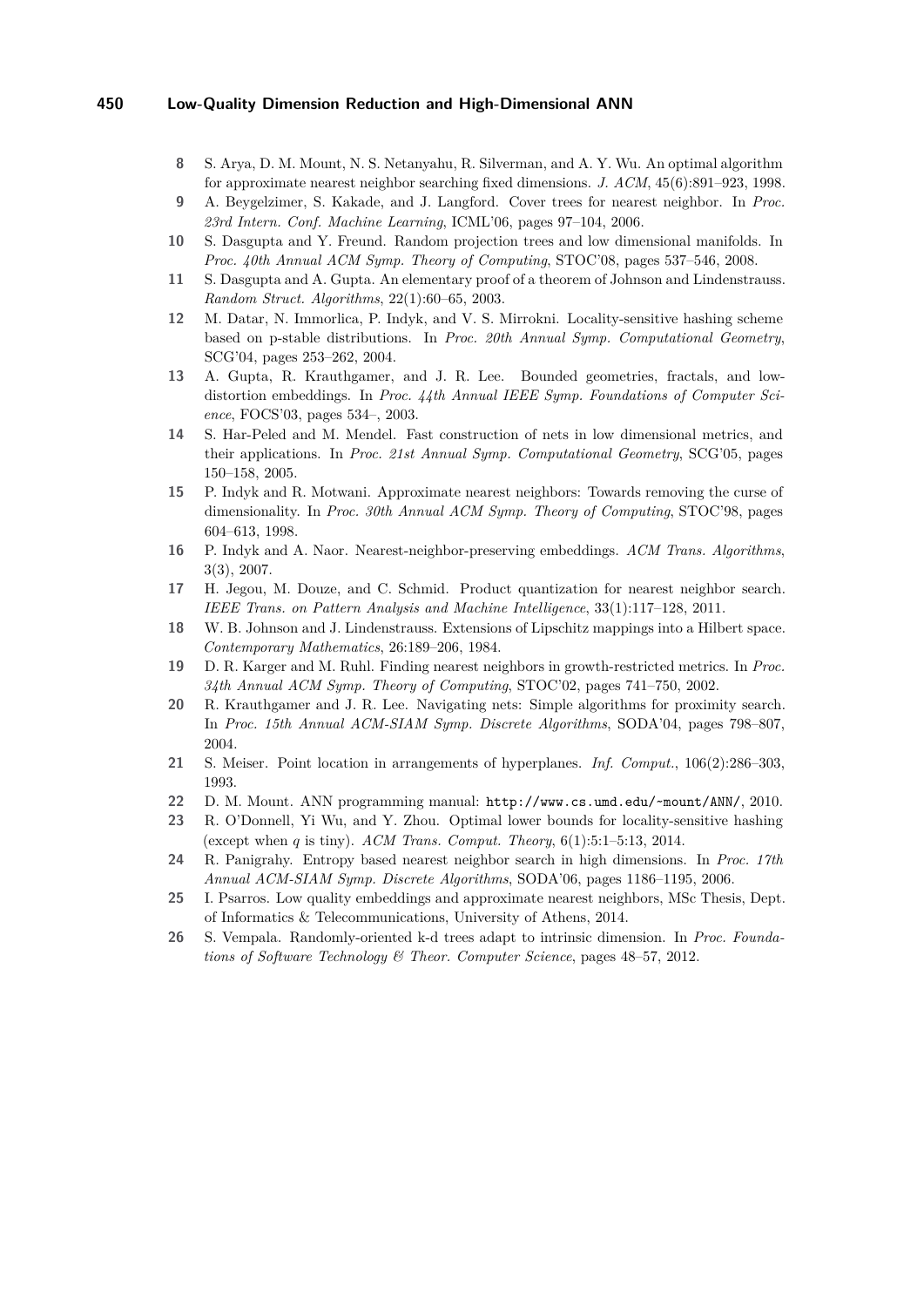8 S. Arya, D. M. Mount, N. S. Netanyahu, R. Silverman, and A. Y. Wu. An optimal algorithm for approximate nearest neighbor searching fixed dimensions. *J. ACM*, 45(6):891–923, 1998.

9 A. Beygelzimer, S. Kakade, and J. Langford. Cover trees for nearest neighbor. In *Proc. 23rd Intern. Conf. Machine Learning*, ICML'06, pages 97–104, 2006.

10 S. Dasgupta and Y. Freund. Random projection trees and low dimensional manifolds. In *Proc. 40th Annual ACM Symp. Theory of Computing*, STOC'08, pages 537–546, 2008.

11 S. Dasgupta and A. Gupta. An elementary proof of a theorem of Johnson and Lindenstrauss. *Random Struct. Algorithms*, 22(1):60–65, 2003.

12 M. Datar, N. Immorlica, P. Indyk, and V. S. Mirrokni. Locality-sensitive hashing scheme based on p-stable distributions. In *Proc. 20th Annual Symp. Computational Geometry*, SCG'04, pages 253–262, 2004.

13 A. Gupta, R. Krauthgamer, and J. R. Lee. Bounded geometries, fractals, and low-distortion embeddings. In *Proc. 44th Annual IEEE Symp. Foundations of Computer Science*, FOCS'03, pages 534–, 2003.

14 S. Har-Peled and M. Mendel. Fast construction of nets in low dimensional metrics, and their applications. In *Proc. 21st Annual Symp. Computational Geometry*, SCG'05, pages 150–158, 2005.

15 P. Indyk and R. Motwani. Approximate nearest neighbors: Towards removing the curse of dimensionality. In *Proc. 30th Annual ACM Symp. Theory of Computing*, STOC'98, pages 604–613, 1998.

16 P. Indyk and A. Naor. Nearest-neighbor-preserving embeddings. *ACM Trans. Algorithms*, 3(3), 2007.

17 H. Jegou, M. Douze, and C. Schmid. Product quantization for nearest neighbor search. *IEEE Trans. on Pattern Analysis and Machine Intelligence*, 33(1):117–128, 2011.

18 W. B. Johnson and J. Lindenstrauss. Extensions of Lipschitz mappings into a Hilbert space. *Contemporary Mathematics*, 26:189–206, 1984.

19 D. R. Karger and M. Ruhl. Finding nearest neighbors in growth-restricted metrics. In *Proc. 34th Annual ACM Symp. Theory of Computing*, STOC'02, pages 741–750, 2002.

20 R. Krauthgamer and J. R. Lee. Navigating nets: Simple algorithms for proximity search. In *Proc. 15th Annual ACM-SIAM Symp. Discrete Algorithms*, SODA'04, pages 798–807, 2004.

21 S. Meiser. Point location in arrangements of hyperplanes. *Inf. Comput.*, 106(2):286–303, 1993.

22 D. M. Mount. ANN programming manual: `http://www.cs.umd.edu/~mount/ANN/`, 2010.

23 R. O'Donnell, Yi Wu, and Y. Zhou. Optimal lower bounds for locality-sensitive hashing (except when $q$ is tiny). *ACM Trans. Comput. Theory*, 6(1):5:1–5:13, 2014.

24 R. Panigrahy. Entropy based nearest neighbor search in high dimensions. In *Proc. 17th Annual ACM-SIAM Symp. Discrete Algorithms*, SODA'06, pages 1186–1195, 2006.

25 I. Psarros. Low quality embeddings and approximate nearest neighbors, MSc Thesis, Dept. of Informatics & Telecommunications, University of Athens, 2014.

26 S. Vempala. Randomly-oriented k-d trees adapt to intrinsic dimension. In *Proc. Foundations of Software Technology & Theor. Computer Science*, pages 48–57, 2012.